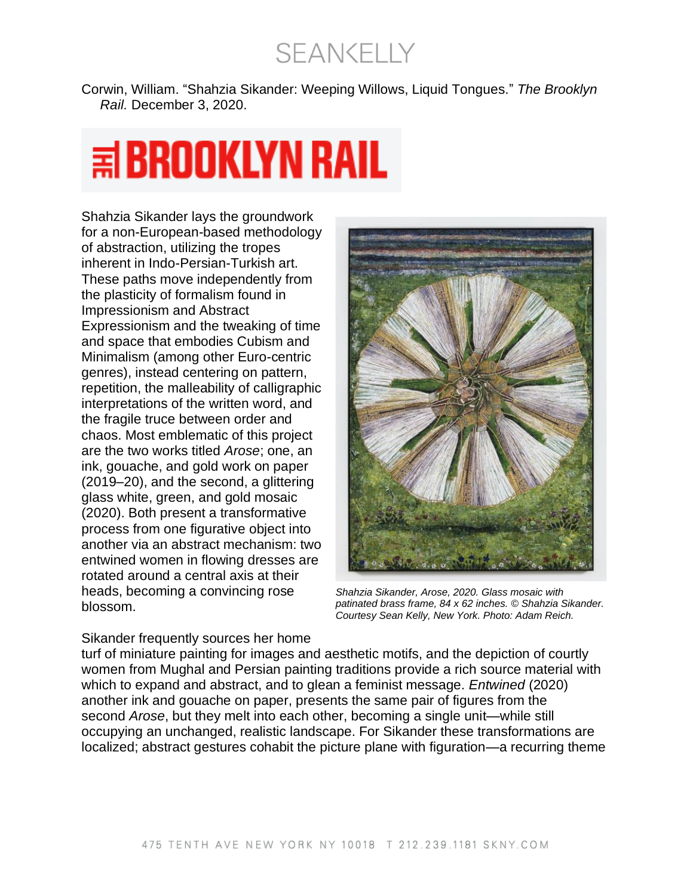Corwin, William. "Shahzia Sikander: Weeping Willows, Liquid Tongues." *The Brooklyn Rail.* December 3, 2020.

Shahzia Sikander lays the groundwork for a non-European-based methodology of abstraction, utilizing the tropes inherent in Indo-Persian-Turkish art. These paths move independently from the plasticity of formalism found in Impressionism and Abstract Expressionism and the tweaking of time and space that embodies Cubism and Minimalism (among other Euro-centric genres), instead centering on pattern, repetition, the malleability of calligraphic interpretations of the written word, and the fragile truce between order and chaos. Most emblematic of this project are the two works titled *Arose*; one, an ink, gouache, and gold work on paper (2019–20), and the second, a glittering glass white, green, and gold mosaic (2020). Both present a transformative process from one figurative object into another via an abstract mechanism: two entwined women in flowing dresses are rotated around a central axis at their heads, becoming a convincing rose blossom.

*Shahzia Sikander, Arose, 2020. Glass mosaic with patinated brass frame, 84 x 62 inches. © Shahzia Sikander. Courtesy Sean Kelly, New York. Photo: Adam Reich.*

Sikander frequently sources her home turf of miniature painting for images and aesthetic motifs, and the depiction of courtly women from Mughal and Persian painting traditions provide a rich source material with which to expand and abstract, and to glean a feminist message. *Entwined* (2020) another ink and gouache on paper, presents the same pair of figures from the second *Arose*, but they melt into each other, becoming a single unit—while still occupying an unchanged, realistic landscape. For Sikander these transformations are localized; abstract gestures cohabit the picture plane with figuration—a recurring theme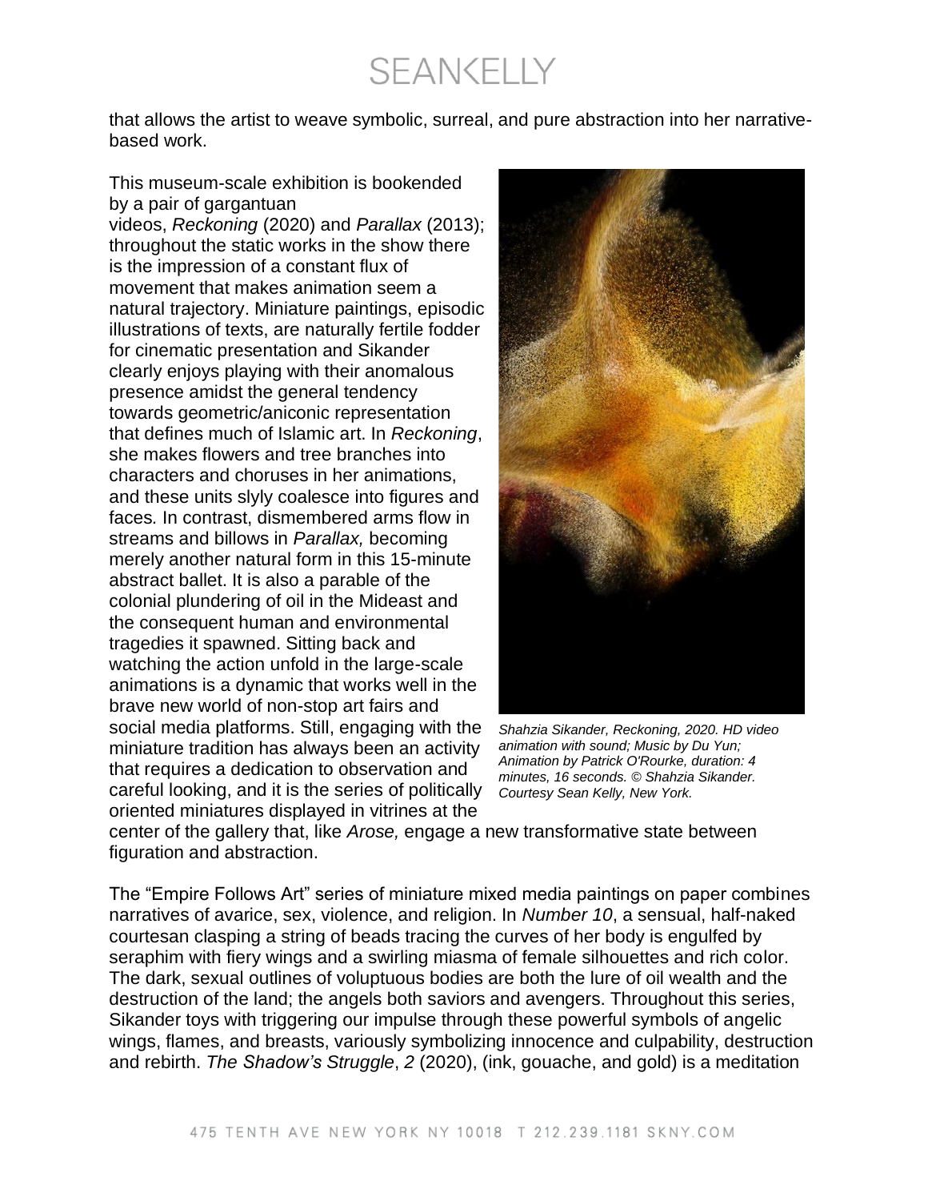that allows the artist to weave symbolic, surreal, and pure abstraction into her narrative-based work.

This museum-scale exhibition is bookended by a pair of gargantuan videos, *Reckoning* (2020) and *Parallax* (2013); throughout the static works in the show there is the impression of a constant flux of movement that makes animation seem a natural trajectory. Miniature paintings, episodic illustrations of texts, are naturally fertile fodder for cinematic presentation and Sikander clearly enjoys playing with their anomalous presence amidst the general tendency towards geometric/aniconic representation that defines much of Islamic art. In *Reckoning*, she makes flowers and tree branches into characters and choruses in her animations, and these units slyly coalesce into figures and faces. In contrast, dismembered arms flow in streams and billows in *Parallax,* becoming merely another natural form in this 15-minute abstract ballet. It is also a parable of the colonial plundering of oil in the Mideast and the consequent human and environmental tragedies it spawned. Sitting back and watching the action unfold in the large-scale animations is a dynamic that works well in the brave new world of non-stop art fairs and social media platforms. Still, engaging with the miniature tradition has always been an activity that requires a dedication to observation and careful looking, and it is the series of politically oriented miniatures displayed in vitrines at the center of the gallery that, like *Arose,* engage a new transformative state between figuration and abstraction.

*Shahzia Sikander, Reckoning, 2020. HD video animation with sound; Music by Du Yun; Animation by Patrick O'Rourke, duration: 4 minutes, 16 seconds. © Shahzia Sikander. Courtesy Sean Kelly, New York.*

The "Empire Follows Art" series of miniature mixed media paintings on paper combines narratives of avarice, sex, violence, and religion. In *Number 10*, a sensual, half-naked courtesan clasping a string of beads tracing the curves of her body is engulfed by seraphim with fiery wings and a swirling miasma of female silhouettes and rich color. The dark, sexual outlines of voluptuous bodies are both the lure of oil wealth and the destruction of the land; the angels both saviors and avengers. Throughout this series, Sikander toys with triggering our impulse through these powerful symbols of angelic wings, flames, and breasts, variously symbolizing innocence and culpability, destruction and rebirth. *The Shadow's Struggle*, *2* (2020), (ink, gouache, and gold) is a meditation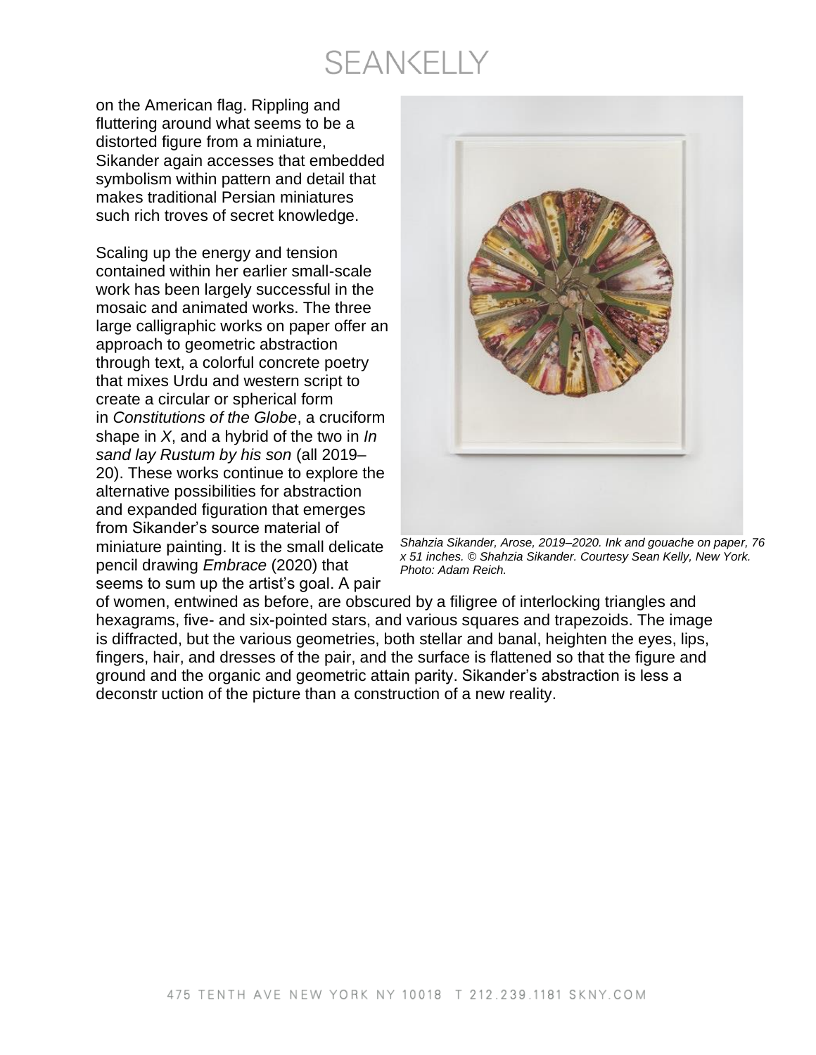on the American flag. Rippling and fluttering around what seems to be a distorted figure from a miniature, Sikander again accesses that embedded symbolism within pattern and detail that makes traditional Persian miniatures such rich troves of secret knowledge.

Scaling up the energy and tension contained within her earlier small-scale work has been largely successful in the mosaic and animated works. The three large calligraphic works on paper offer an approach to geometric abstraction through text, a colorful concrete poetry that mixes Urdu and western script to create a circular or spherical form in *Constitutions of the Globe*, a cruciform shape in *X*, and a hybrid of the two in *In sand lay Rustum by his son* (all 2019–20). These works continue to explore the alternative possibilities for abstraction and expanded figuration that emerges from Sikander's source material of miniature painting. It is the small delicate pencil drawing *Embrace* (2020) that seems to sum up the artist's goal. A pair of women, entwined as before, are obscured by a filigree of interlocking triangles and hexagrams, five- and six-pointed stars, and various squares and trapezoids. The image is diffracted, but the various geometries, both stellar and banal, heighten the eyes, lips, fingers, hair, and dresses of the pair, and the surface is flattened so that the figure and ground and the organic and geometric attain parity. Sikander's abstraction is less a deconstr uction of the picture than a construction of a new reality.

*Shahzia Sikander, Arose, 2019–2020. Ink and gouache on paper, 76 x 51 inches. © Shahzia Sikander. Courtesy Sean Kelly, New York. Photo: Adam Reich.*